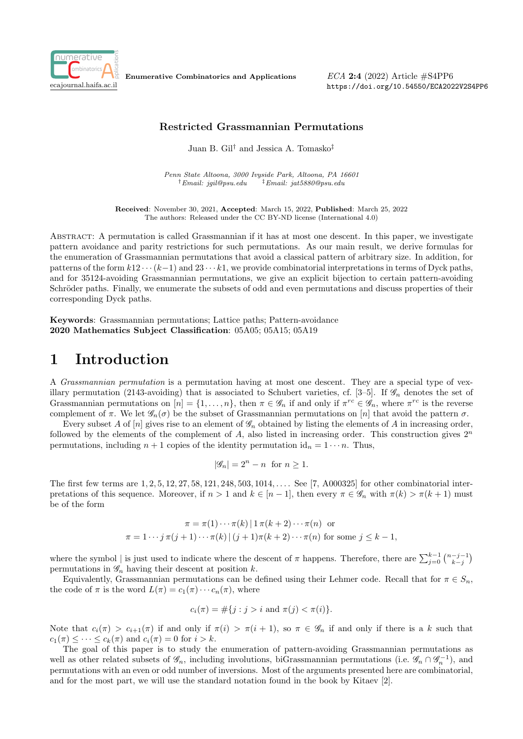# Restricted Grassmannian Permutations

Juan B. Gil[†] and Jessica A. Tomasko[‡]

*Penn State Altoona, 3000 Ivyside Park, Altoona, PA 16601*
[†]*Email: jgil@psu.edu* [‡]*Email: jat5880@psu.edu*

**Received**: November 30, 2021, **Accepted**: March 15, 2022, **Published**: March 25, 2022
The authors: Released under the CC BY-ND license (International 4.0)

Abstract: A permutation is called Grassmannian if it has at most one descent. In this paper, we investigate pattern avoidance and parity restrictions for such permutations. As our main result, we derive formulas for the enumeration of Grassmannian permutations that avoid a classical pattern of arbitrary size. In addition, for patterns of the form $k12\cdots(k-1)$ and $23\cdots k1$, we provide combinatorial interpretations in terms of Dyck paths, and for 35124-avoiding Grassmannian permutations, we give an explicit bijection to certain pattern-avoiding Schröder paths. Finally, we enumerate the subsets of odd and even permutations and discuss properties of their corresponding Dyck paths.

**Keywords**: Grassmannian permutations; Lattice paths; Pattern-avoidance
**2020 Mathematics Subject Classification**: 05A05; 05A15; 05A19

## 1 Introduction

A *Grassmannian permutation* is a permutation having at most one descent. They are a special type of vexillary permutation (2143-avoiding) that is associated to Schubert varieties, cf. [3–5]. If $\mathscr{G}_n$ denotes the set of Grassmannian permutations on $[n] = \{1,\dots,n\}$, then $\pi \in \mathscr{G}_n$ if and only if $\pi^{rc} \in \mathscr{G}_n$, where $\pi^{rc}$ is the reverse complement of $\pi$. We let $\mathscr{G}_n(\sigma)$ be the subset of Grassmannian permutations on $[n]$ that avoid the pattern $\sigma$.

Every subset $A$ of $[n]$ gives rise to an element of $\mathscr{G}_n$ obtained by listing the elements of $A$ in increasing order, followed by the elements of the complement of $A$, also listed in increasing order. This construction gives $2^n$ permutations, including $n+1$ copies of the identity permutation $\mathrm{id}_n = 1\cdots n$. Thus,

$$|\mathscr{G}_n| = 2^n - n \quad \text{for } n \ge 1.$$

The first few terms are $1, 2, 5, 12, 27, 58, 121, 248, 503, 1014, \dots$. See [7, A000325] for other combinatorial interpretations of this sequence. Moreover, if $n > 1$ and $k \in [n-1]$, then every $\pi \in \mathscr{G}_n$ with $\pi(k) > \pi(k+1)$ must be of the form

$$\begin{gathered}
\pi = \pi(1)\cdots\pi(k)\,|\,1\,\pi(k+2)\cdots\pi(n) \quad \text{or} \\
\pi = 1\cdots j\,\pi(j+1)\cdots\pi(k)\,|\,(j+1)\pi(k+2)\cdots\pi(n) \text{ for some } j \le k-1,
\end{gathered}$$

where the symbol | is just used to indicate where the descent of $\pi$ happens. Therefore, there are $\sum_{j=0}^{k-1}\binom{n-j-1}{k-j}$ permutations in $\mathscr{G}_n$ having their descent at position $k$.

Equivalently, Grassmannian permutations can be defined using their Lehmer code. Recall that for $\pi \in S_n$, the code of $\pi$ is the word $L(\pi) = c_1(\pi)\cdots c_n(\pi)$, where

$$c_i(\pi) = \#\{j : j > i \text{ and } \pi(j) < \pi(i)\}.$$

Note that $c_i(\pi) > c_{i+1}(\pi)$ if and only if $\pi(i) > \pi(i+1)$, so $\pi \in \mathscr{G}_n$ if and only if there is a $k$ such that $c_1(\pi) \le \cdots \le c_k(\pi)$ and $c_i(\pi) = 0$ for $i > k$.

The goal of this paper is to study the enumeration of pattern-avoiding Grassmannian permutations as well as other related subsets of $\mathscr{G}_n$, including involutions, biGrassmannian permutations (i.e. $\mathscr{G}_n \cap \mathscr{G}_n^{-1}$), and permutations with an even or odd number of inversions. Most of the arguments presented here are combinatorial, and for the most part, we will use the standard notation found in the book by Kitaev [2].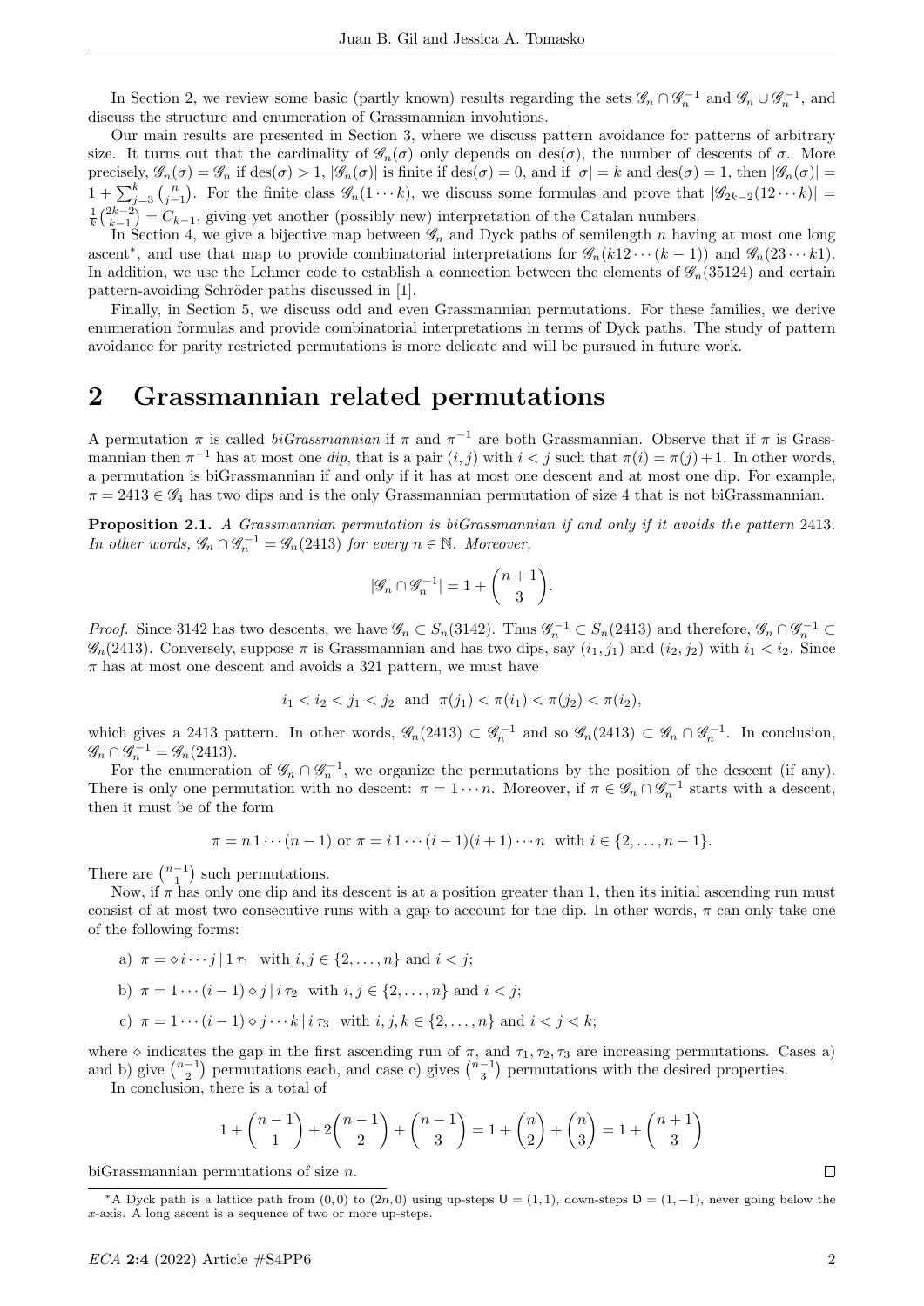In Section 2, we review some basic (partly known) results regarding the sets $\mathscr{G}_n \cap \mathscr{G}_n^{-1}$ and $\mathscr{G}_n \cup \mathscr{G}_n^{-1}$, and discuss the structure and enumeration of Grassmannian involutions.

Our main results are presented in Section 3, where we discuss pattern avoidance for patterns of arbitrary size. It turns out that the cardinality of $\mathscr{G}_n(\sigma)$ only depends on $\operatorname{des}(\sigma)$, the number of descents of $\sigma$. More precisely, $\mathscr{G}_n(\sigma) = \mathscr{G}_n$ if $\operatorname{des}(\sigma) > 1$, $|\mathscr{G}_n(\sigma)|$ is finite if $\operatorname{des}(\sigma) = 0$, and if $|\sigma| = k$ and $\operatorname{des}(\sigma) = 1$, then $|\mathscr{G}_n(\sigma)| = 1 + \sum_{j=3}^{k} \binom{n}{j-1}$. For the finite class $\mathscr{G}_n(1\cdots k)$, we discuss some formulas and prove that $|\mathscr{G}_{2k-2}(12\cdots k)| = \frac{1}{k}\binom{2k-2}{k-1} = C_{k-1}$, giving yet another (possibly new) interpretation of the Catalan numbers.

In Section 4, we give a bijective map between $\mathscr{G}_n$ and Dyck paths of semilength $n$ having at most one long ascent*, and use that map to provide combinatorial interpretations for $\mathscr{G}_n(k12\cdots(k-1))$ and $\mathscr{G}_n(23\cdots k1)$. In addition, we use the Lehmer code to establish a connection between the elements of $\mathscr{G}_n(35124)$ and certain pattern-avoiding Schröder paths discussed in [1].

Finally, in Section 5, we discuss odd and even Grassmannian permutations. For these families, we derive enumeration formulas and provide combinatorial interpretations in terms of Dyck paths. The study of pattern avoidance for parity restricted permutations is more delicate and will be pursued in future work.

## 2 Grassmannian related permutations

A permutation $\pi$ is called *biGrassmannian* if $\pi$ and $\pi^{-1}$ are both Grassmannian. Observe that if $\pi$ is Grassmannian then $\pi^{-1}$ has at most one *dip*, that is a pair $(i,j)$ with $i<j$ such that $\pi(i) = \pi(j)+1$. In other words, a permutation is biGrassmannian if and only if it has at most one descent and at most one dip. For example, $\pi = 2413 \in \mathscr{G}_4$ has two dips and is the only Grassmannian permutation of size 4 that is not biGrassmannian.

**Proposition 2.1.** *A Grassmannian permutation is biGrassmannian if and only if it avoids the pattern* 2413*. In other words,* $\mathscr{G}_n \cap \mathscr{G}_n^{-1} = \mathscr{G}_n(2413)$ *for every* $n \in \mathbb{N}$*. Moreover,*

$$|\mathscr{G}_n \cap \mathscr{G}_n^{-1}| = 1 + \binom{n+1}{3}.$$

*Proof.* Since 3142 has two descents, we have $\mathscr{G}_n \subset S_n(3142)$. Thus $\mathscr{G}_n^{-1} \subset S_n(2413)$ and therefore, $\mathscr{G}_n \cap \mathscr{G}_n^{-1} \subset \mathscr{G}_n(2413)$. Conversely, suppose $\pi$ is Grassmannian and has two dips, say $(i_1,j_1)$ and $(i_2,j_2)$ with $i_1 < i_2$. Since $\pi$ has at most one descent and avoids a 321 pattern, we must have

$$i_1 < i_2 < j_1 < j_2 \text{ and } \pi(j_1) < \pi(i_1) < \pi(j_2) < \pi(i_2),$$

which gives a 2413 pattern. In other words, $\mathscr{G}_n(2413) \subset \mathscr{G}_n^{-1}$ and so $\mathscr{G}_n(2413) \subset \mathscr{G}_n \cap \mathscr{G}_n^{-1}$. In conclusion, $\mathscr{G}_n \cap \mathscr{G}_n^{-1} = \mathscr{G}_n(2413)$.

For the enumeration of $\mathscr{G}_n \cap \mathscr{G}_n^{-1}$, we organize the permutations by the position of the descent (if any). There is only one permutation with no descent: $\pi = 1\cdots n$. Moreover, if $\pi \in \mathscr{G}_n \cap \mathscr{G}_n^{-1}$ starts with a descent, then it must be of the form

$$\pi = n\,1\cdots(n-1) \text{ or } \pi = i\,1\cdots(i-1)(i+1)\cdots n \text{ with } i \in \{2,\dots,n-1\}.$$

There are $\binom{n-1}{1}$ such permutations.

Now, if $\pi$ has only one dip and its descent is at a position greater than 1, then its initial ascending run must consist of at most two consecutive runs with a gap to account for the dip. In other words, $\pi$ can only take one of the following forms:

a) $\pi = \diamond\, i\cdots j\,|\,1\,\tau_1$ with $i,j \in \{2,\dots,n\}$ and $i<j$;

b) $\pi = 1\cdots(i-1)\diamond j\,|\,i\,\tau_2$ with $i,j \in \{2,\dots,n\}$ and $i<j$;

c) $\pi = 1\cdots(i-1)\diamond j\cdots k\,|\,i\,\tau_3$ with $i,j,k \in \{2,\dots,n\}$ and $i<j<k$;

where $\diamond$ indicates the gap in the first ascending run of $\pi$, and $\tau_1,\tau_2,\tau_3$ are increasing permutations. Cases a) and b) give $\binom{n-1}{2}$ permutations each, and case c) gives $\binom{n-1}{3}$ permutations with the desired properties.

In conclusion, there is a total of

$$1 + \binom{n-1}{1} + 2\binom{n-1}{2} + \binom{n-1}{3} = 1 + \binom{n}{2} + \binom{n}{3} = 1 + \binom{n+1}{3}$$

biGrassmannian permutations of size $n$. ∎

*A Dyck path is a lattice path from $(0,0)$ to $(2n,0)$ using up-steps $\mathsf{U} = (1,1)$, down-steps $\mathsf{D} = (1,-1)$, never going below the $x$-axis. A long ascent is a sequence of two or more up-steps.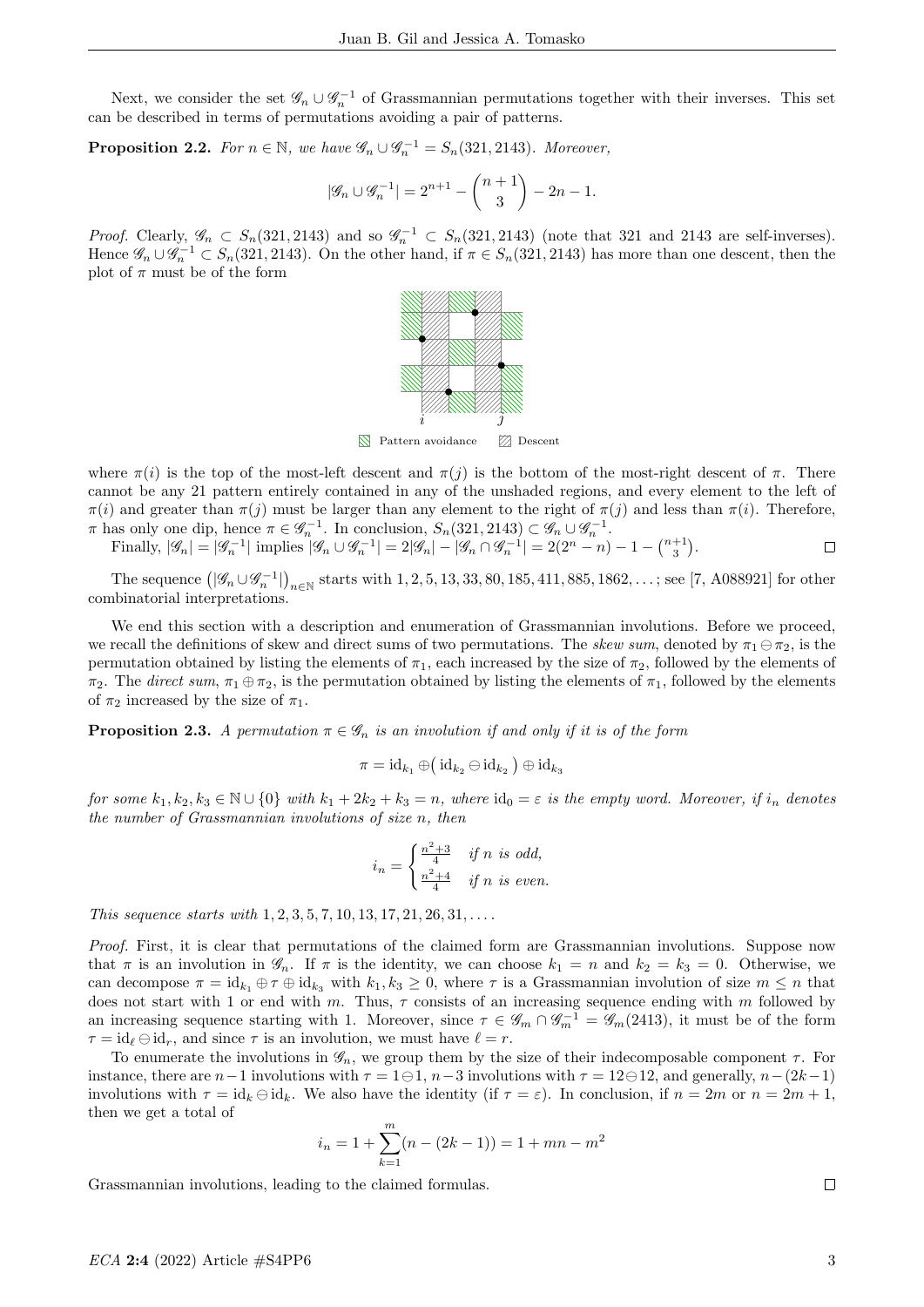Next, we consider the set $\mathscr{G}_n \cup \mathscr{G}_n^{-1}$ of Grassmannian permutations together with their inverses. This set can be described in terms of permutations avoiding a pair of patterns.

**Proposition 2.2.** *For $n \in \mathbb{N}$, we have $\mathscr{G}_n \cup \mathscr{G}_n^{-1} = S_n(321, 2143)$. Moreover,*

$$|\mathscr{G}_n \cup \mathscr{G}_n^{-1}| = 2^{n+1} - \binom{n+1}{3} - 2n - 1.$$

*Proof.* Clearly, $\mathscr{G}_n \subset S_n(321, 2143)$ and so $\mathscr{G}_n^{-1} \subset S_n(321, 2143)$ (note that 321 and 2143 are self-inverses). Hence $\mathscr{G}_n \cup \mathscr{G}_n^{-1} \subset S_n(321, 2143)$. On the other hand, if $\pi \in S_n(321, 2143)$ has more than one descent, then the plot of $\pi$ must be of the form

Pattern avoidance    Descent

where $\pi(i)$ is the top of the most-left descent and $\pi(j)$ is the bottom of the most-right descent of $\pi$. There cannot be any 21 pattern entirely contained in any of the unshaded regions, and every element to the left of $\pi(i)$ and greater than $\pi(j)$ must be larger than any element to the right of $\pi(j)$ and less than $\pi(i)$. Therefore, $\pi$ has only one dip, hence $\pi \in \mathscr{G}_n^{-1}$. In conclusion, $S_n(321, 2143) \subset \mathscr{G}_n \cup \mathscr{G}_n^{-1}$.

Finally, $|\mathscr{G}_n| = |\mathscr{G}_n^{-1}|$ implies $|\mathscr{G}_n \cup \mathscr{G}_n^{-1}| = 2|\mathscr{G}_n| - |\mathscr{G}_n \cap \mathscr{G}_n^{-1}| = 2(2^n - n) - 1 - \binom{n+1}{3}$. ◻

The sequence $\left(|\mathscr{G}_n \cup \mathscr{G}_n^{-1}|\right)_{n\in\mathbb{N}}$ starts with $1, 2, 5, 13, 33, 80, 185, 411, 885, 1862, \ldots$; see [7, A088921] for other combinatorial interpretations.

We end this section with a description and enumeration of Grassmannian involutions. Before we proceed, we recall the definitions of skew and direct sums of two permutations. The *skew sum*, denoted by $\pi_1 \ominus \pi_2$, is the permutation obtained by listing the elements of $\pi_1$, each increased by the size of $\pi_2$, followed by the elements of $\pi_2$. The *direct sum*, $\pi_1 \oplus \pi_2$, is the permutation obtained by listing the elements of $\pi_1$, followed by the elements of $\pi_2$ increased by the size of $\pi_1$.

**Proposition 2.3.** *A permutation $\pi \in \mathscr{G}_n$ is an involution if and only if it is of the form*

$$\pi = \mathrm{id}_{k_1} \oplus \big(\,\mathrm{id}_{k_2} \ominus \mathrm{id}_{k_2}\,\big) \oplus \mathrm{id}_{k_3}$$

*for some $k_1, k_2, k_3 \in \mathbb{N} \cup \{0\}$ with $k_1 + 2k_2 + k_3 = n$, where $\mathrm{id}_0 = \varepsilon$ is the empty word. Moreover, if $i_n$ denotes the number of Grassmannian involutions of size $n$, then*

$$i_n = \begin{cases} \frac{n^2+3}{4} & \text{if } n \text{ is odd,} \\ \frac{n^2+4}{4} & \text{if } n \text{ is even.} \end{cases}$$

*This sequence starts with $1, 2, 3, 5, 7, 10, 13, 17, 21, 26, 31, \ldots$.*

*Proof.* First, it is clear that permutations of the claimed form are Grassmannian involutions. Suppose now that $\pi$ is an involution in $\mathscr{G}_n$. If $\pi$ is the identity, we can choose $k_1 = n$ and $k_2 = k_3 = 0$. Otherwise, we can decompose $\pi = \mathrm{id}_{k_1} \oplus \tau \oplus \mathrm{id}_{k_3}$ with $k_1, k_3 \geq 0$, where $\tau$ is a Grassmannian involution of size $m \leq n$ that does not start with 1 or end with $m$. Thus, $\tau$ consists of an increasing sequence ending with $m$ followed by an increasing sequence starting with 1. Moreover, since $\tau \in \mathscr{G}_m \cap \mathscr{G}_m^{-1} = \mathscr{G}_m(2413)$, it must be of the form $\tau = \mathrm{id}_\ell \ominus \mathrm{id}_r$, and since $\tau$ is an involution, we must have $\ell = r$.

To enumerate the involutions in $\mathscr{G}_n$, we group them by the size of their indecomposable component $\tau$. For instance, there are $n-1$ involutions with $\tau = 1 \ominus 1$, $n-3$ involutions with $\tau = 12 \ominus 12$, and generally, $n-(2k-1)$ involutions with $\tau = \mathrm{id}_k \ominus \mathrm{id}_k$. We also have the identity (if $\tau = \varepsilon$). In conclusion, if $n = 2m$ or $n = 2m+1$, then we get a total of

$$i_n = 1 + \sum_{k=1}^{m} (n - (2k - 1)) = 1 + mn - m^2$$

Grassmannian involutions, leading to the claimed formulas. ◻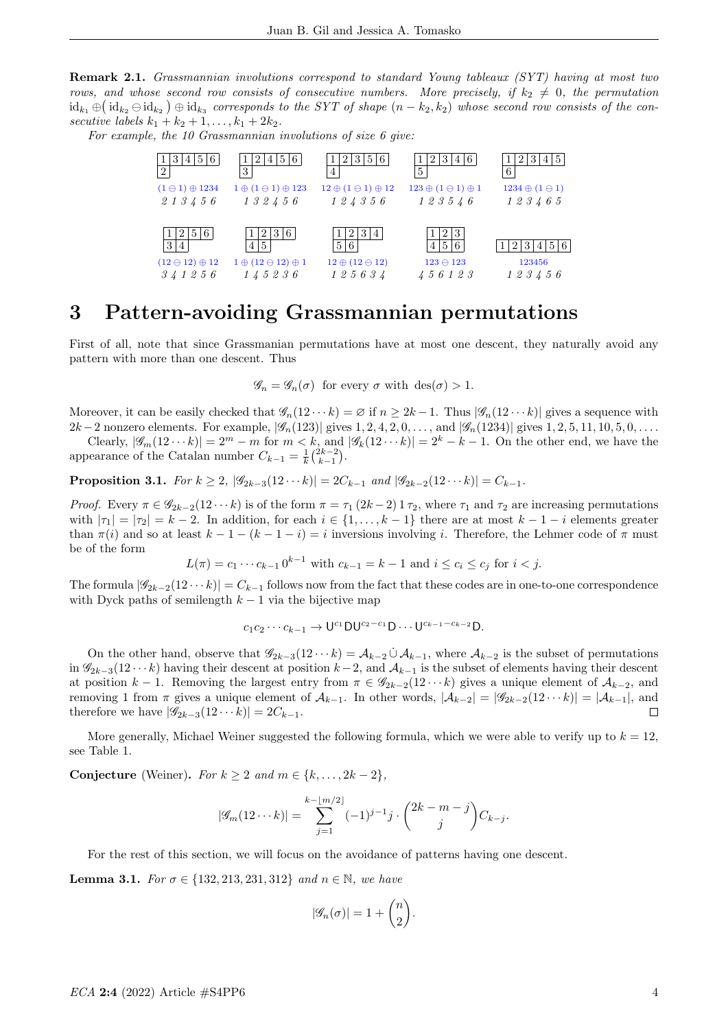**Remark 2.1.** *Grassmannian involutions correspond to standard Young tableaux (SYT) having at most two rows, and whose second row consists of consecutive numbers. More precisely, if $k_2 \neq 0$, the permutation $\mathrm{id}_{k_1} \oplus \big(\, \mathrm{id}_{k_2} \ominus \mathrm{id}_{k_2}\big) \oplus \mathrm{id}_{k_3}$ corresponds to the SYT of shape $(n-k_2, k_2)$ whose second row consists of the consecutive labels $k_1+k_2+1, \dots, k_1+2k_2$.*

*For example, the 10 Grassmannian involutions of size 6 give:*

| SYT | Decomposition | Permutation |
|---|---|---|
| 1 3 4 5 6 / 2 | $(1 \ominus 1) \oplus 1234$ | 2 1 3 4 5 6 |
| 1 2 4 5 6 / 3 | $1 \oplus (1 \ominus 1) \oplus 123$ | 1 3 2 4 5 6 |
| 1 2 3 5 6 / 4 | $12 \oplus (1 \ominus 1) \oplus 12$ | 1 2 4 3 5 6 |
| 1 2 3 4 6 / 5 | $123 \oplus (1 \ominus 1) \oplus 1$ | 1 2 3 5 4 6 |
| 1 2 3 4 5 / 6 | $1234 \oplus (1 \ominus 1)$ | 1 2 3 4 6 5 |
| 1 2 5 6 / 3 4 | $(12 \ominus 12) \oplus 12$ | 3 4 1 2 5 6 |
| 1 2 3 6 / 4 5 | $1 \oplus (12 \ominus 12) \oplus 1$ | 1 4 5 2 3 6 |
| 1 2 3 4 / 5 6 | $12 \oplus (12 \ominus 12)$ | 1 2 5 6 3 4 |
| 1 2 3 / 4 5 6 | $123 \ominus 123$ | 4 5 6 1 2 3 |
| 1 2 3 4 5 6 | $123456$ | 1 2 3 4 5 6 |

# 3 Pattern-avoiding Grassmannian permutations

First of all, note that since Grassmanian permutations have at most one descent, they naturally avoid any pattern with more than one descent. Thus

$$\mathscr{G}_n = \mathscr{G}_n(\sigma) \;\text{ for every } \sigma \text{ with } \operatorname{des}(\sigma) > 1.$$

Moreover, it can be easily checked that $\mathscr{G}_n(12\cdots k) = \varnothing$ if $n \geq 2k-1$. Thus $|\mathscr{G}_n(12\cdots k)|$ gives a sequence with $2k-2$ nonzero elements. For example, $|\mathscr{G}_n(123)|$ gives $1, 2, 4, 2, 0, \dots$, and $|\mathscr{G}_n(1234)|$ gives $1, 2, 5, 11, 10, 5, 0, \dots$.

Clearly, $|\mathscr{G}_m(12\cdots k)| = 2^m - m$ for $m < k$, and $|\mathscr{G}_k(12\cdots k)| = 2^k - k - 1$. On the other end, we have the appearance of the Catalan number $C_{k-1} = \frac{1}{k}\binom{2k-2}{k-1}$.

**Proposition 3.1.** *For $k \geq 2$, $|\mathscr{G}_{2k-3}(12\cdots k)| = 2C_{k-1}$ and $|\mathscr{G}_{2k-2}(12\cdots k)| = C_{k-1}$.*

*Proof.* Every $\pi \in \mathscr{G}_{2k-2}(12\cdots k)$ is of the form $\pi = \tau_1\,(2k-2)\,1\,\tau_2$, where $\tau_1$ and $\tau_2$ are increasing permutations with $|\tau_1| = |\tau_2| = k-2$. In addition, for each $i \in \{1, \dots, k-1\}$ there are at most $k-1-i$ elements greater than $\pi(i)$ and so at least $k-1-(k-1-i) = i$ inversions involving $i$. Therefore, the Lehmer code of $\pi$ must be of the form

$$L(\pi) = c_1 \cdots c_{k-1}\, 0^{k-1} \text{ with } c_{k-1} = k-1 \text{ and } i \leq c_i \leq c_j \text{ for } i < j.$$

The formula $|\mathscr{G}_{2k-2}(12\cdots k)| = C_{k-1}$ follows now from the fact that these codes are in one-to-one correspondence with Dyck paths of semilength $k-1$ via the bijective map

$$c_1 c_2 \cdots c_{k-1} \to \mathsf{U}^{c_1}\mathsf{D}\mathsf{U}^{c_2-c_1}\mathsf{D}\cdots\mathsf{U}^{c_{k-1}-c_{k-2}}\mathsf{D}.$$

On the other hand, observe that $\mathscr{G}_{2k-3}(12\cdots k) = \mathcal{A}_{k-2} \,\dot\cup\, \mathcal{A}_{k-1}$, where $\mathcal{A}_{k-2}$ is the subset of permutations in $\mathscr{G}_{2k-3}(12\cdots k)$ having their descent at position $k-2$, and $\mathcal{A}_{k-1}$ is the subset of elements having their descent at position $k-1$. Removing the largest entry from $\pi \in \mathscr{G}_{2k-2}(12\cdots k)$ gives a unique element of $\mathcal{A}_{k-2}$, and removing 1 from $\pi$ gives a unique element of $\mathcal{A}_{k-1}$. In other words, $|\mathcal{A}_{k-2}| = |\mathscr{G}_{2k-2}(12\cdots k)| = |\mathcal{A}_{k-1}|$, and therefore we have $|\mathscr{G}_{2k-3}(12\cdots k)| = 2C_{k-1}$. $\square$

More generally, Michael Weiner suggested the following formula, which we were able to verify up to $k = 12$, see Table 1.

**Conjecture** (Weiner)**.** *For $k \geq 2$ and $m \in \{k, \dots, 2k-2\}$,*

$$|\mathscr{G}_m(12\cdots k)| = \sum_{j=1}^{k-\lfloor m/2 \rfloor} (-1)^{j-1} j \cdot \binom{2k-m-j}{j} C_{k-j}.$$

For the rest of this section, we will focus on the avoidance of patterns having one descent.

**Lemma 3.1.** *For $\sigma \in \{132, 213, 231, 312\}$ and $n \in \mathbb{N}$, we have*

$$|\mathscr{G}_n(\sigma)| = 1 + \binom{n}{2}.$$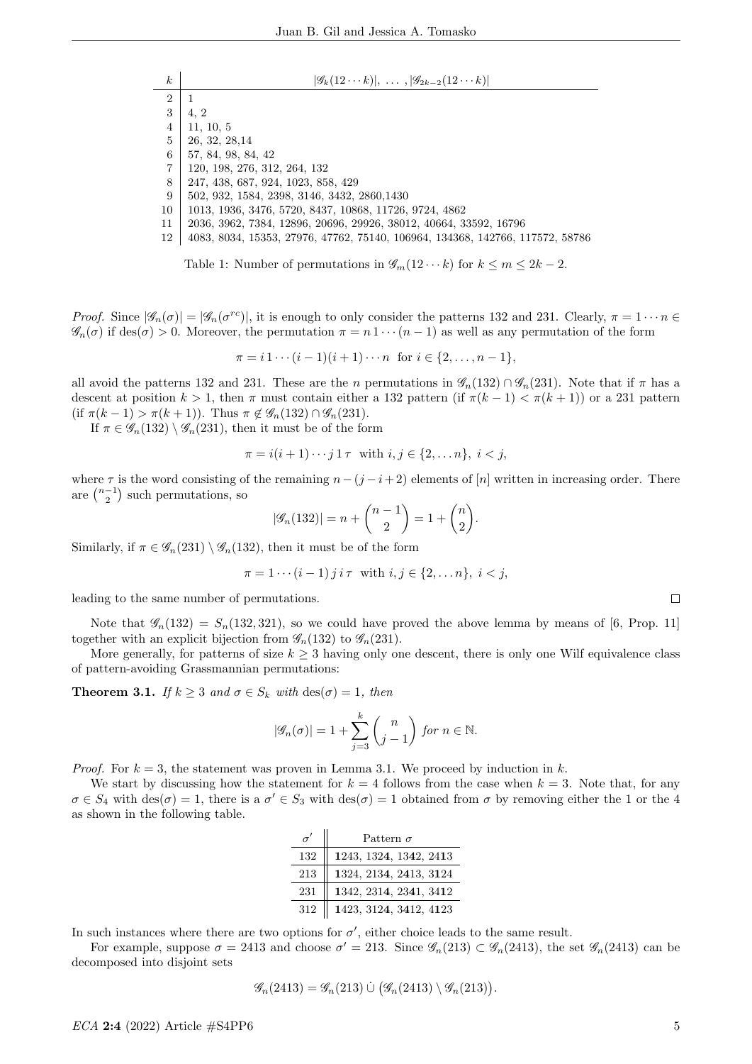| $k$ | $\lvert\mathscr{G}_k(12\cdots k)\rvert,\ \ldots\ ,\lvert\mathscr{G}_{2k-2}(12\cdots k)\rvert$ |
|---|---|
| 2 | 1 |
| 3 | 4, 2 |
| 4 | 11, 10, 5 |
| 5 | 26, 32, 28,14 |
| 6 | 57, 84, 98, 84, 42 |
| 7 | 120, 198, 276, 312, 264, 132 |
| 8 | 247, 438, 687, 924, 1023, 858, 429 |
| 9 | 502, 932, 1584, 2398, 3146, 3432, 2860,1430 |
| 10 | 1013, 1936, 3476, 5720, 8437, 10868, 11726, 9724, 4862 |
| 11 | 2036, 3962, 7384, 12896, 20696, 29926, 38012, 40664, 33592, 16796 |
| 12 | 4083, 8034, 15353, 27976, 47762, 75140, 106964, 134368, 142766, 117572, 58786 |

Table 1: Number of permutations in $\mathscr{G}_m(12\cdots k)$ for $k \le m \le 2k-2$.

*Proof.* Since $|\mathscr{G}_n(\sigma)| = |\mathscr{G}_n(\sigma^{rc})|$, it is enough to only consider the patterns 132 and 231. Clearly, $\pi = 1\cdots n \in \mathscr{G}_n(\sigma)$ if $\operatorname{des}(\sigma) > 0$. Moreover, the permutation $\pi = n\,1\cdots(n-1)$ as well as any permutation of the form

$$\pi = i\,1\cdots(i-1)(i+1)\cdots n \text{ for } i \in \{2,\ldots,n-1\},$$

all avoid the patterns 132 and 231. These are the $n$ permutations in $\mathscr{G}_n(132)\cap\mathscr{G}_n(231)$. Note that if $\pi$ has a descent at position $k>1$, then $\pi$ must contain either a 132 pattern (if $\pi(k-1) < \pi(k+1)$) or a 231 pattern (if $\pi(k-1) > \pi(k+1)$). Thus $\pi \notin \mathscr{G}_n(132)\cap\mathscr{G}_n(231)$.

If $\pi \in \mathscr{G}_n(132)\setminus\mathscr{G}_n(231)$, then it must be of the form

$$\pi = i(i+1)\cdots j\,1\,\tau \text{ with } i,j\in\{2,\ldots n\},\ i<j,$$

where $\tau$ is the word consisting of the remaining $n-(j-i+2)$ elements of $[n]$ written in increasing order. There are $\binom{n-1}{2}$ such permutations, so

$$|\mathscr{G}_n(132)| = n + \binom{n-1}{2} = 1 + \binom{n}{2}.$$

Similarly, if $\pi \in \mathscr{G}_n(231)\setminus\mathscr{G}_n(132)$, then it must be of the form

$$\pi = 1\cdots(i-1)\,j\,i\,\tau \text{ with } i,j\in\{2,\ldots n\},\ i<j,$$

leading to the same number of permutations. ◻

Note that $\mathscr{G}_n(132) = S_n(132,321)$, so we could have proved the above lemma by means of [6, Prop. 11] together with an explicit bijection from $\mathscr{G}_n(132)$ to $\mathscr{G}_n(231)$.

More generally, for patterns of size $k\ge 3$ having only one descent, there is only one Wilf equivalence class of pattern-avoiding Grassmannian permutations:

**Theorem 3.1.** *If $k\ge 3$ and $\sigma\in S_k$ with $\operatorname{des}(\sigma)=1$, then*

$$|\mathscr{G}_n(\sigma)| = 1 + \sum_{j=3}^{k}\binom{n}{j-1} \text{ for } n\in\mathbb{N}.$$

*Proof.* For $k=3$, the statement was proven in Lemma 3.1. We proceed by induction in $k$.

We start by discussing how the statement for $k=4$ follows from the case when $k=3$. Note that, for any $\sigma\in S_4$ with $\operatorname{des}(\sigma)=1$, there is a $\sigma'\in S_3$ with $\operatorname{des}(\sigma)=1$ obtained from $\sigma$ by removing either the 1 or the 4 as shown in the following table.

| $\sigma'$ | Pattern $\sigma$ |
|---|---|
| 132 | **1**243, 132**4**, 13**4**2, 24**1**3 |
| 213 | **1**324, 213**4**, 2**4**13, 3**1**24 |
| 231 | **1**342, 231**4**, 23**4**1, 34**1**2 |
| 312 | **1**423, 312**4**, 3**4**12, **4**123 |

In such instances where there are two options for $\sigma'$, either choice leads to the same result.

For example, suppose $\sigma = 2413$ and choose $\sigma' = 213$. Since $\mathscr{G}_n(213)\subset\mathscr{G}_n(2413)$, the set $\mathscr{G}_n(2413)$ can be decomposed into disjoint sets

$$\mathscr{G}_n(2413) = \mathscr{G}_n(213)\,\dot\cup\,\big(\mathscr{G}_n(2413)\setminus\mathscr{G}_n(213)\big).$$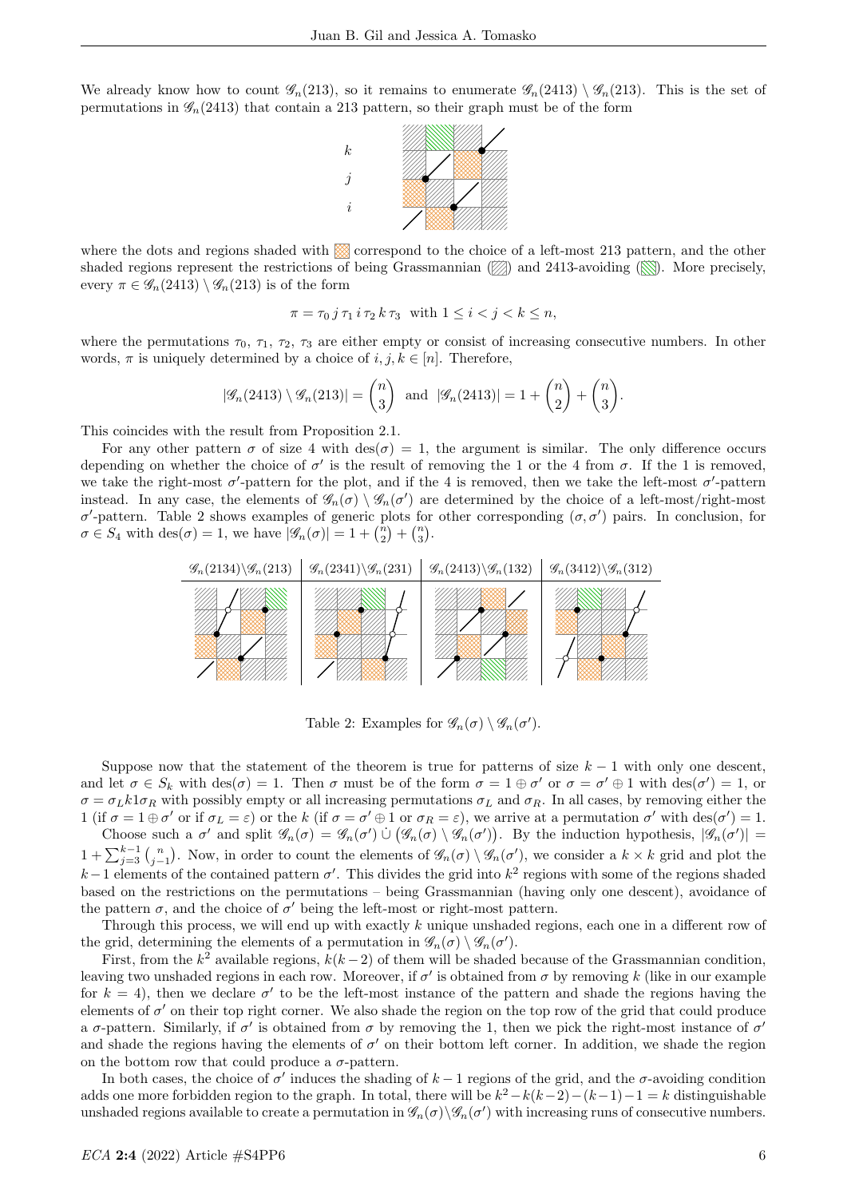We already know how to count $\mathscr{G}_n(213)$, so it remains to enumerate $\mathscr{G}_n(2413) \setminus \mathscr{G}_n(213)$. This is the set of permutations in $\mathscr{G}_n(2413)$ that contain a 213 pattern, so their graph must be of the form

where the dots and regions shaded with ▩ correspond to the choice of a left-most 213 pattern, and the other shaded regions represent the restrictions of being Grassmannian (▨) and 2413-avoiding (▧). More precisely, every $\pi \in \mathscr{G}_n(2413) \setminus \mathscr{G}_n(213)$ is of the form

$$\pi = \tau_0\, j\, \tau_1\, i\, \tau_2\, k\, \tau_3 \ \text{ with } 1 \le i < j < k \le n,$$

where the permutations $\tau_0$, $\tau_1$, $\tau_2$, $\tau_3$ are either empty or consist of increasing consecutive numbers. In other words, $\pi$ is uniquely determined by a choice of $i, j, k \in [n]$. Therefore,

$$|\mathscr{G}_n(2413) \setminus \mathscr{G}_n(213)| = \binom{n}{3} \ \text{ and } \ |\mathscr{G}_n(2413)| = 1 + \binom{n}{2} + \binom{n}{3}.$$

This coincides with the result from Proposition 2.1.

For any other pattern $\sigma$ of size 4 with $\operatorname{des}(\sigma) = 1$, the argument is similar. The only difference occurs depending on whether the choice of $\sigma'$ is the result of removing the 1 or the 4 from $\sigma$. If the 1 is removed, we take the right-most $\sigma'$-pattern for the plot, and if the 4 is removed, then we take the left-most $\sigma'$-pattern instead. In any case, the elements of $\mathscr{G}_n(\sigma) \setminus \mathscr{G}_n(\sigma')$ are determined by the choice of a left-most/right-most $\sigma'$-pattern. Table 2 shows examples of generic plots for other corresponding $(\sigma, \sigma')$ pairs. In conclusion, for $\sigma \in S_4$ with $\operatorname{des}(\sigma) = 1$, we have $|\mathscr{G}_n(\sigma)| = 1 + \binom{n}{2} + \binom{n}{3}$.

| $\mathscr{G}_n(2134)\setminus\mathscr{G}_n(213)$ | $\mathscr{G}_n(2341)\setminus\mathscr{G}_n(231)$ | $\mathscr{G}_n(2413)\setminus\mathscr{G}_n(132)$ | $\mathscr{G}_n(3412)\setminus\mathscr{G}_n(312)$ |
|---|---|---|---|
| | | | |

Table 2: Examples for $\mathscr{G}_n(\sigma) \setminus \mathscr{G}_n(\sigma')$.

Suppose now that the statement of the theorem is true for patterns of size $k-1$ with only one descent, and let $\sigma \in S_k$ with $\operatorname{des}(\sigma) = 1$. Then $\sigma$ must be of the form $\sigma = 1 \oplus \sigma'$ or $\sigma = \sigma' \oplus 1$ with $\operatorname{des}(\sigma') = 1$, or $\sigma = \sigma_L k 1 \sigma_R$ with possibly empty or all increasing permutations $\sigma_L$ and $\sigma_R$. In all cases, by removing either the 1 (if $\sigma = 1 \oplus \sigma'$ or if $\sigma_L = \varepsilon$) or the $k$ (if $\sigma = \sigma' \oplus 1$ or $\sigma_R = \varepsilon$), we arrive at a permutation $\sigma'$ with $\operatorname{des}(\sigma') = 1$.

Choose such a $\sigma'$ and split $\mathscr{G}_n(\sigma) = \mathscr{G}_n(\sigma') \,\dot\cup\, \big(\mathscr{G}_n(\sigma) \setminus \mathscr{G}_n(\sigma')\big)$. By the induction hypothesis, $|\mathscr{G}_n(\sigma')| = 1 + \sum_{j=3}^{k-1} \binom{n}{j-1}$. Now, in order to count the elements of $\mathscr{G}_n(\sigma) \setminus \mathscr{G}_n(\sigma')$, we consider a $k \times k$ grid and plot the $k-1$ elements of the contained pattern $\sigma'$. This divides the grid into $k^2$ regions with some of the regions shaded based on the restrictions on the permutations – being Grassmannian (having only one descent), avoidance of the pattern $\sigma$, and the choice of $\sigma'$ being the left-most or right-most pattern.

Through this process, we will end up with exactly $k$ unique unshaded regions, each one in a different row of the grid, determining the elements of a permutation in $\mathscr{G}_n(\sigma) \setminus \mathscr{G}_n(\sigma')$.

First, from the $k^2$ available regions, $k(k-2)$ of them will be shaded because of the Grassmannian condition, leaving two unshaded regions in each row. Moreover, if $\sigma'$ is obtained from $\sigma$ by removing $k$ (like in our example for $k = 4$), then we declare $\sigma'$ to be the left-most instance of the pattern and shade the regions having the elements of $\sigma'$ on their top right corner. We also shade the region on the top row of the grid that could produce a $\sigma$-pattern. Similarly, if $\sigma'$ is obtained from $\sigma$ by removing the 1, then we pick the right-most instance of $\sigma'$ and shade the regions having the elements of $\sigma'$ on their bottom left corner. In addition, we shade the region on the bottom row that could produce a $\sigma$-pattern.

In both cases, the choice of $\sigma'$ induces the shading of $k-1$ regions of the grid, and the $\sigma$-avoiding condition adds one more forbidden region to the graph. In total, there will be $k^2 - k(k-2) - (k-1) - 1 = k$ distinguishable unshaded regions available to create a permutation in $\mathscr{G}_n(\sigma) \setminus \mathscr{G}_n(\sigma')$ with increasing runs of consecutive numbers.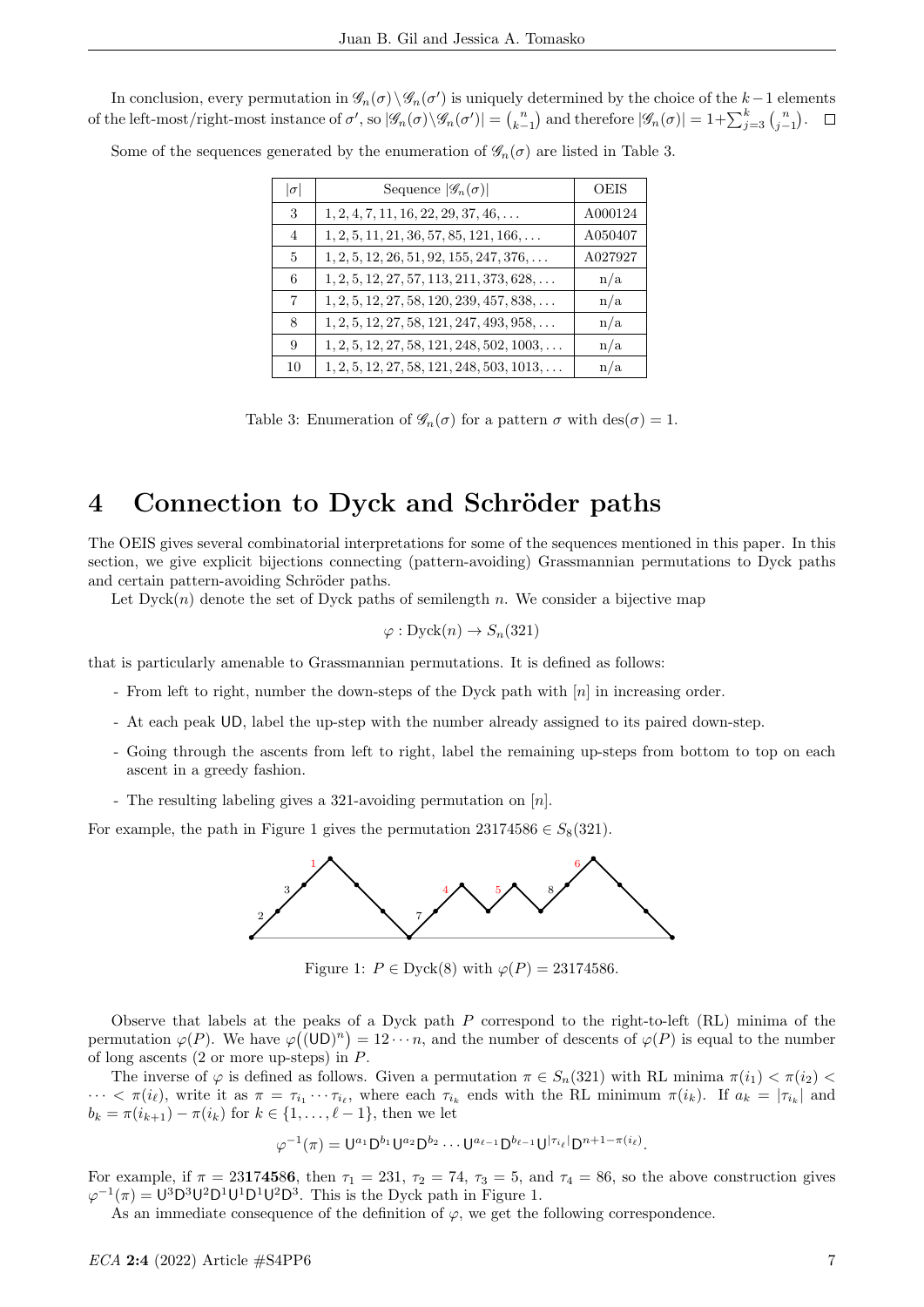In conclusion, every permutation in $\mathscr{G}_n(\sigma)\backslash\mathscr{G}_n(\sigma')$ is uniquely determined by the choice of the $k-1$ elements of the left-most/right-most instance of $\sigma'$, so $|\mathscr{G}_n(\sigma)\backslash\mathscr{G}_n(\sigma')| = \binom{n}{k-1}$ and therefore $|\mathscr{G}_n(\sigma)| = 1+\sum_{j=3}^{k}\binom{n}{j-1}$. $\square$

Some of the sequences generated by the enumeration of $\mathscr{G}_n(\sigma)$ are listed in Table 3.

| $\lvert\sigma\rvert$ | Sequence $\lvert\mathscr{G}_n(\sigma)\rvert$ | OEIS |
|---|---|---|
| 3 | $1, 2, 4, 7, 11, 16, 22, 29, 37, 46, \dots$ | A000124 |
| 4 | $1, 2, 5, 11, 21, 36, 57, 85, 121, 166, \dots$ | A050407 |
| 5 | $1, 2, 5, 12, 26, 51, 92, 155, 247, 376, \dots$ | A027927 |
| 6 | $1, 2, 5, 12, 27, 57, 113, 211, 373, 628, \dots$ | n/a |
| 7 | $1, 2, 5, 12, 27, 58, 120, 239, 457, 838, \dots$ | n/a |
| 8 | $1, 2, 5, 12, 27, 58, 121, 247, 493, 958, \dots$ | n/a |
| 9 | $1, 2, 5, 12, 27, 58, 121, 248, 502, 1003, \dots$ | n/a |
| 10 | $1, 2, 5, 12, 27, 58, 121, 248, 503, 1013, \dots$ | n/a |

Table 3: Enumeration of $\mathscr{G}_n(\sigma)$ for a pattern $\sigma$ with $\operatorname{des}(\sigma) = 1$.

# 4 Connection to Dyck and Schröder paths

The OEIS gives several combinatorial interpretations for some of the sequences mentioned in this paper. In this section, we give explicit bijections connecting (pattern-avoiding) Grassmannian permutations to Dyck paths and certain pattern-avoiding Schröder paths.

Let $\mathrm{Dyck}(n)$ denote the set of Dyck paths of semilength $n$. We consider a bijective map

$$\varphi : \mathrm{Dyck}(n) \to S_n(321)$$

that is particularly amenable to Grassmannian permutations. It is defined as follows:

- From left to right, number the down-steps of the Dyck path with $[n]$ in increasing order.
- At each peak $\mathsf{UD}$, label the up-step with the number already assigned to its paired down-step.
- Going through the ascents from left to right, label the remaining up-steps from bottom to top on each ascent in a greedy fashion.
- The resulting labeling gives a 321-avoiding permutation on $[n]$.

For example, the path in Figure 1 gives the permutation $23174586 \in S_8(321)$.

Figure 1: $P \in \mathrm{Dyck}(8)$ with $\varphi(P) = 23174586$.

Observe that labels at the peaks of a Dyck path $P$ correspond to the right-to-left (RL) minima of the permutation $\varphi(P)$. We have $\varphi\big((\mathsf{UD})^n\big) = 12\cdots n$, and the number of descents of $\varphi(P)$ is equal to the number of long ascents (2 or more up-steps) in $P$.

The inverse of $\varphi$ is defined as follows. Given a permutation $\pi \in S_n(321)$ with RL minima $\pi(i_1) < \pi(i_2) < \cdots < \pi(i_\ell)$, write it as $\pi = \tau_{i_1}\cdots\tau_{i_\ell}$, where each $\tau_{i_k}$ ends with the RL minimum $\pi(i_k)$. If $a_k = |\tau_{i_k}|$ and $b_k = \pi(i_{k+1}) - \pi(i_k)$ for $k \in \{1,\dots,\ell-1\}$, then we let

$$\varphi^{-1}(\pi) = \mathsf{U}^{a_1}\mathsf{D}^{b_1}\mathsf{U}^{a_2}\mathsf{D}^{b_2}\cdots\mathsf{U}^{a_{\ell-1}}\mathsf{D}^{b_{\ell-1}}\mathsf{U}^{|\tau_{i_\ell}|}\mathsf{D}^{n+1-\pi(i_\ell)}.$$

For example, if $\pi = 2\mathbf{3}\mathbf{1}\mathbf{7}\mathbf{4}\mathbf{5}8\mathbf{6}$, then $\tau_1 = 231$, $\tau_2 = 74$, $\tau_3 = 5$, and $\tau_4 = 86$, so the above construction gives $\varphi^{-1}(\pi) = \mathsf{U}^3\mathsf{D}^3\mathsf{U}^2\mathsf{D}^1\mathsf{U}^1\mathsf{D}^1\mathsf{U}^2\mathsf{D}^3$. This is the Dyck path in Figure 1.

As an immediate consequence of the definition of $\varphi$, we get the following correspondence.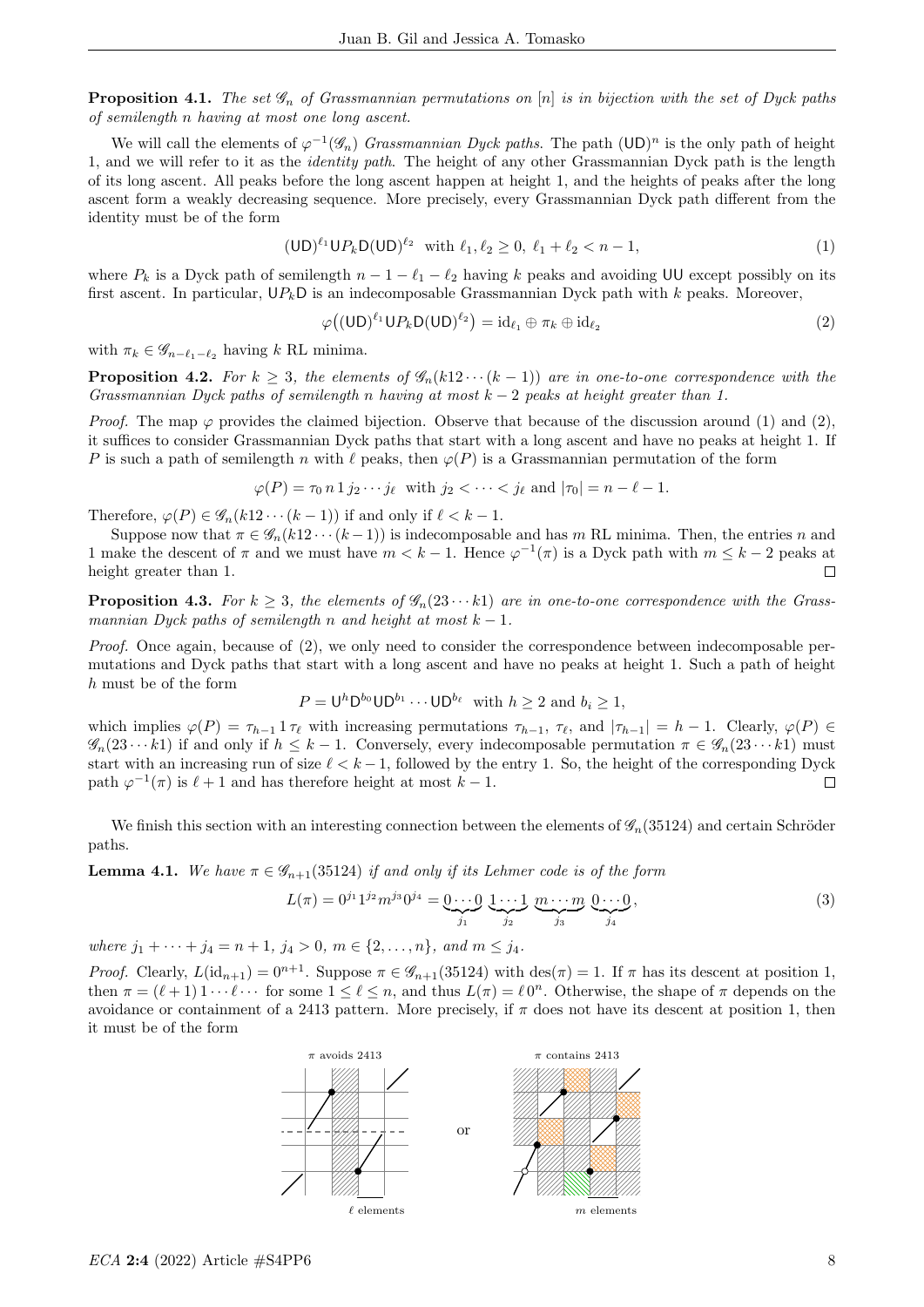**Proposition 4.1.** *The set $\mathscr{G}_n$ of Grassmannian permutations on $[n]$ is in bijection with the set of Dyck paths of semilength $n$ having at most one long ascent.*

We will call the elements of $\varphi^{-1}(\mathscr{G}_n)$ *Grassmannian Dyck paths*. The path $(\mathsf{UD})^n$ is the only path of height 1, and we will refer to it as the *identity path*. The height of any other Grassmannian Dyck path is the length of its long ascent. All peaks before the long ascent happen at height 1, and the heights of peaks after the long ascent form a weakly decreasing sequence. More precisely, every Grassmannian Dyck path different from the identity must be of the form

$$(\mathsf{UD})^{\ell_1}\mathsf{U}P_k\mathsf{D}(\mathsf{UD})^{\ell_2} \;\text{ with } \ell_1,\ell_2 \ge 0,\; \ell_1+\ell_2 < n-1, \tag{1}$$

where $P_k$ is a Dyck path of semilength $n-1-\ell_1-\ell_2$ having $k$ peaks and avoiding $\mathsf{UU}$ except possibly on its first ascent. In particular, $\mathsf{U}P_k\mathsf{D}$ is an indecomposable Grassmannian Dyck path with $k$ peaks. Moreover,

$$\varphi\big((\mathsf{UD})^{\ell_1}\mathsf{U}P_k\mathsf{D}(\mathsf{UD})^{\ell_2}\big) = \mathrm{id}_{\ell_1}\oplus\pi_k\oplus\mathrm{id}_{\ell_2} \tag{2}$$

with $\pi_k \in \mathscr{G}_{n-\ell_1-\ell_2}$ having $k$ RL minima.

**Proposition 4.2.** *For $k\ge 3$, the elements of $\mathscr{G}_n(k12\cdots(k-1))$ are in one-to-one correspondence with the Grassmannian Dyck paths of semilength $n$ having at most $k-2$ peaks at height greater than 1.*

*Proof.* The map $\varphi$ provides the claimed bijection. Observe that because of the discussion around (1) and (2), it suffices to consider Grassmannian Dyck paths that start with a long ascent and have no peaks at height 1. If $P$ is such a path of semilength $n$ with $\ell$ peaks, then $\varphi(P)$ is a Grassmannian permutation of the form

$$\varphi(P) = \tau_0\, n\, 1\, j_2\cdots j_\ell \;\text{ with } j_2<\cdots<j_\ell \text{ and } |\tau_0| = n-\ell-1.$$

Therefore, $\varphi(P)\in\mathscr{G}_n(k12\cdots(k-1))$ if and only if $\ell < k-1$.

Suppose now that $\pi\in\mathscr{G}_n(k12\cdots(k-1))$ is indecomposable and has $m$ RL minima. Then, the entries $n$ and 1 make the descent of $\pi$ and we must have $m<k-1$. Hence $\varphi^{-1}(\pi)$ is a Dyck path with $m\le k-2$ peaks at height greater than 1. $\square$

**Proposition 4.3.** *For $k\ge 3$, the elements of $\mathscr{G}_n(23\cdots k1)$ are in one-to-one correspondence with the Grassmannian Dyck paths of semilength $n$ and height at most $k-1$.*

*Proof.* Once again, because of (2), we only need to consider the correspondence between indecomposable permutations and Dyck paths that start with a long ascent and have no peaks at height 1. Such a path of height $h$ must be of the form

$$P = \mathsf{U}^h\mathsf{D}^{b_0}\mathsf{U}\mathsf{D}^{b_1}\cdots\mathsf{U}\mathsf{D}^{b_\ell} \;\text{ with } h\ge 2 \text{ and } b_i\ge 1,$$

which implies $\varphi(P) = \tau_{h-1}\,1\,\tau_\ell$ with increasing permutations $\tau_{h-1}$, $\tau_\ell$, and $|\tau_{h-1}| = h-1$. Clearly, $\varphi(P)\in\mathscr{G}_n(23\cdots k1)$ if and only if $h\le k-1$. Conversely, every indecomposable permutation $\pi\in\mathscr{G}_n(23\cdots k1)$ must start with an increasing run of size $\ell<k-1$, followed by the entry 1. So, the height of the corresponding Dyck path $\varphi^{-1}(\pi)$ is $\ell+1$ and has therefore height at most $k-1$. $\square$

We finish this section with an interesting connection between the elements of $\mathscr{G}_n(35124)$ and certain Schröder paths.

**Lemma 4.1.** *We have $\pi\in\mathscr{G}_{n+1}(35124)$ if and only if its Lehmer code is of the form*

$$L(\pi) = 0^{j_1}1^{j_2}m^{j_3}0^{j_4} = \underbrace{0\cdots0}_{j_1}\,\underbrace{1\cdots1}_{j_2}\,\underbrace{m\cdots m}_{j_3}\,\underbrace{0\cdots0}_{j_4}, \tag{3}$$

*where $j_1+\cdots+j_4 = n+1$, $j_4>0$, $m\in\{2,\ldots,n\}$, and $m\le j_4$.*

*Proof.* Clearly, $L(\mathrm{id}_{n+1}) = 0^{n+1}$. Suppose $\pi\in\mathscr{G}_{n+1}(35124)$ with $\mathrm{des}(\pi)=1$. If $\pi$ has its descent at position 1, then $\pi = (\ell+1)\,1\cdots\ell\cdots$ for some $1\le\ell\le n$, and thus $L(\pi) = \ell\,0^n$. Otherwise, the shape of $\pi$ depends on the avoidance or containment of a 2413 pattern. More precisely, if $\pi$ does not have its descent at position 1, then it must be of the form

$\pi$ avoids 2413 — $\ell$ elements — or — $\pi$ contains 2413 — $m$ elements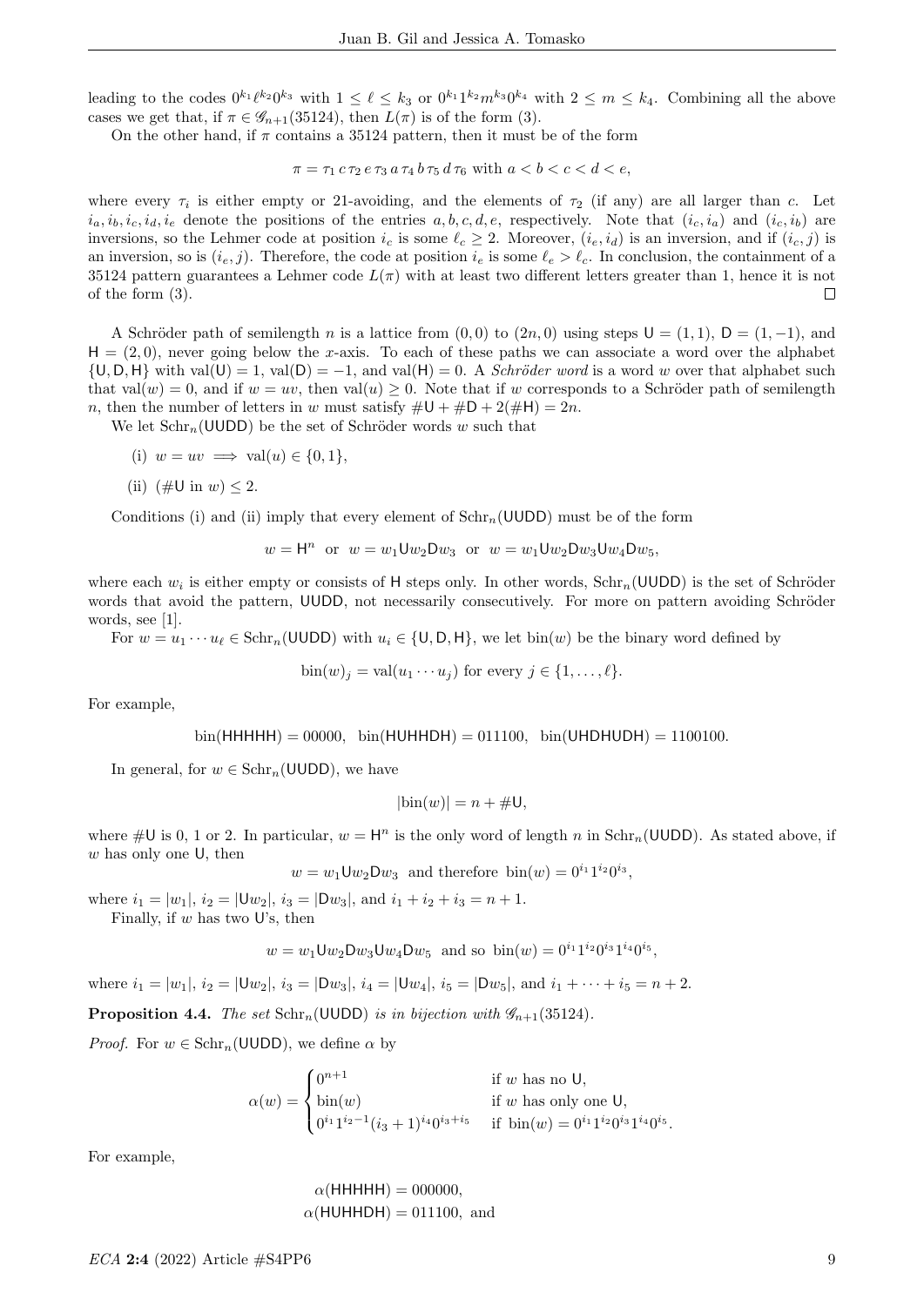leading to the codes $0^{k_1}\ell^{k_2}0^{k_3}$ with $1 \le \ell \le k_3$ or $0^{k_1}1^{k_2}m^{k_3}0^{k_4}$ with $2 \le m \le k_4$. Combining all the above cases we get that, if $\pi \in \mathscr{G}_{n+1}(35124)$, then $L(\pi)$ is of the form (3).

On the other hand, if $\pi$ contains a 35124 pattern, then it must be of the form

$$\pi = \tau_1\, c\, \tau_2\, e\, \tau_3\, a\, \tau_4\, b\, \tau_5\, d\, \tau_6 \text{ with } a < b < c < d < e,$$

where every $\tau_i$ is either empty or 21-avoiding, and the elements of $\tau_2$ (if any) are all larger than $c$. Let $i_a, i_b, i_c, i_d, i_e$ denote the positions of the entries $a, b, c, d, e$, respectively. Note that $(i_c, i_a)$ and $(i_c, i_b)$ are inversions, so the Lehmer code at position $i_c$ is some $\ell_c \ge 2$. Moreover, $(i_e, i_d)$ is an inversion, and if $(i_c, j)$ is an inversion, so is $(i_e, j)$. Therefore, the code at position $i_e$ is some $\ell_e > \ell_c$. In conclusion, the containment of a 35124 pattern guarantees a Lehmer code $L(\pi)$ with at least two different letters greater than 1, hence it is not of the form (3). $\square$

A Schröder path of semilength $n$ is a lattice from $(0,0)$ to $(2n,0)$ using steps $\mathsf{U} = (1,1)$, $\mathsf{D} = (1,-1)$, and $\mathsf{H} = (2,0)$, never going below the $x$-axis. To each of these paths we can associate a word over the alphabet $\{\mathsf{U},\mathsf{D},\mathsf{H}\}$ with $\mathrm{val}(\mathsf{U}) = 1$, $\mathrm{val}(\mathsf{D}) = -1$, and $\mathrm{val}(\mathsf{H}) = 0$. A *Schröder word* is a word $w$ over that alphabet such that $\mathrm{val}(w) = 0$, and if $w = uv$, then $\mathrm{val}(u) \ge 0$. Note that if $w$ corresponds to a Schröder path of semilength $n$, then the number of letters in $w$ must satisfy $\#\mathsf{U} + \#\mathsf{D} + 2(\#\mathsf{H}) = 2n$.

We let $\mathrm{Schr}_n(\mathsf{UUDD})$ be the set of Schröder words $w$ such that

(i) $w = uv \implies \mathrm{val}(u) \in \{0,1\}$,

(ii) $(\#\mathsf{U} \text{ in } w) \le 2$.

Conditions (i) and (ii) imply that every element of $\mathrm{Schr}_n(\mathsf{UUDD})$ must be of the form

$$w = \mathsf{H}^n \;\text{ or }\; w = w_1\mathsf{U}w_2\mathsf{D}w_3 \;\text{ or }\; w = w_1\mathsf{U}w_2\mathsf{D}w_3\mathsf{U}w_4\mathsf{D}w_5,$$

where each $w_i$ is either empty or consists of $\mathsf{H}$ steps only. In other words, $\mathrm{Schr}_n(\mathsf{UUDD})$ is the set of Schröder words that avoid the pattern, $\mathsf{UUDD}$, not necessarily consecutively. For more on pattern avoiding Schröder words, see [1].

For $w = u_1 \cdots u_\ell \in \mathrm{Schr}_n(\mathsf{UUDD})$ with $u_i \in \{\mathsf{U},\mathsf{D},\mathsf{H}\}$, we let $\mathrm{bin}(w)$ be the binary word defined by

$$\mathrm{bin}(w)_j = \mathrm{val}(u_1 \cdots u_j) \text{ for every } j \in \{1,\ldots,\ell\}.$$

For example,

$$\mathrm{bin}(\mathsf{HHHHH}) = 00000, \;\; \mathrm{bin}(\mathsf{HUHHDH}) = 011100, \;\; \mathrm{bin}(\mathsf{UHDHUDH}) = 1100100.$$

In general, for $w \in \mathrm{Schr}_n(\mathsf{UUDD})$, we have

$$|\mathrm{bin}(w)| = n + \#\mathsf{U},$$

where $\#\mathsf{U}$ is 0, 1 or 2. In particular, $w = \mathsf{H}^n$ is the only word of length $n$ in $\mathrm{Schr}_n(\mathsf{UUDD})$. As stated above, if $w$ has only one $\mathsf{U}$, then

$$w = w_1\mathsf{U}w_2\mathsf{D}w_3 \text{ and therefore } \mathrm{bin}(w) = 0^{i_1}1^{i_2}0^{i_3},$$

where $i_1 = |w_1|$, $i_2 = |\mathsf{U}w_2|$, $i_3 = |\mathsf{D}w_3|$, and $i_1 + i_2 + i_3 = n + 1$.

Finally, if $w$ has two $\mathsf{U}$'s, then

$$w = w_1\mathsf{U}w_2\mathsf{D}w_3\mathsf{U}w_4\mathsf{D}w_5 \text{ and so } \mathrm{bin}(w) = 0^{i_1}1^{i_2}0^{i_3}1^{i_4}0^{i_5},$$

where $i_1 = |w_1|$, $i_2 = |\mathsf{U}w_2|$, $i_3 = |\mathsf{D}w_3|$, $i_4 = |\mathsf{U}w_4|$, $i_5 = |\mathsf{D}w_5|$, and $i_1 + \cdots + i_5 = n + 2$.

**Proposition 4.4.** *The set* $\mathrm{Schr}_n(\mathsf{UUDD})$ *is in bijection with* $\mathscr{G}_{n+1}(35124)$.

*Proof.* For $w \in \mathrm{Schr}_n(\mathsf{UUDD})$, we define $\alpha$ by

$$\alpha(w) = \begin{cases} 0^{n+1} & \text{if } w \text{ has no } \mathsf{U}, \\ \mathrm{bin}(w) & \text{if } w \text{ has only one } \mathsf{U}, \\ 0^{i_1}1^{i_2-1}(i_3+1)^{i_4}0^{i_3+i_5} & \text{if } \mathrm{bin}(w) = 0^{i_1}1^{i_2}0^{i_3}1^{i_4}0^{i_5}. \end{cases}$$

For example,

$$\alpha(\mathsf{HHHHH}) = 000000,$$
$$\alpha(\mathsf{HUHHDH}) = 011100, \text{ and}$$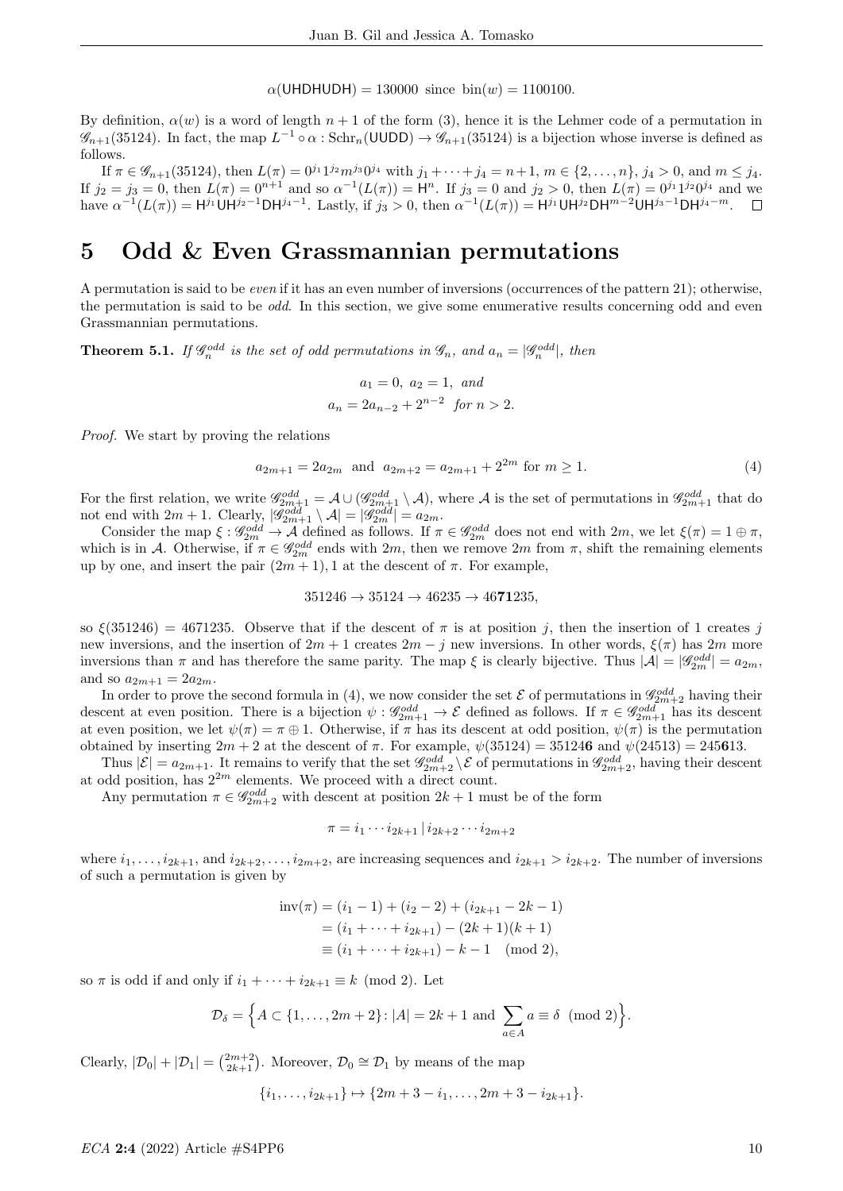$$\alpha(\mathsf{UHDHUDH}) = 130000 \text{ since } \text{bin}(w) = 1100100.$$

By definition, $\alpha(w)$ is a word of length $n+1$ of the form (3), hence it is the Lehmer code of a permutation in $\mathscr{G}_{n+1}(35124)$. In fact, the map $L^{-1} \circ \alpha : \text{Schr}_n(\mathsf{UUDD}) \to \mathscr{G}_{n+1}(35124)$ is a bijection whose inverse is defined as follows.

If $\pi \in \mathscr{G}_{n+1}(35124)$, then $L(\pi) = 0^{j_1}1^{j_2}m^{j_3}0^{j_4}$ with $j_1 + \cdots + j_4 = n+1$, $m \in \{2,\ldots,n\}$, $j_4 > 0$, and $m \le j_4$. If $j_2 = j_3 = 0$, then $L(\pi) = 0^{n+1}$ and so $\alpha^{-1}(L(\pi)) = \mathsf{H}^n$. If $j_3 = 0$ and $j_2 > 0$, then $L(\pi) = 0^{j_1}1^{j_2}0^{j_4}$ and we have $\alpha^{-1}(L(\pi)) = \mathsf{H}^{j_1}\mathsf{UH}^{j_2-1}\mathsf{DH}^{j_4-1}$. Lastly, if $j_3 > 0$, then $\alpha^{-1}(L(\pi)) = \mathsf{H}^{j_1}\mathsf{UH}^{j_2}\mathsf{DH}^{m-2}\mathsf{UH}^{j_3-1}\mathsf{DH}^{j_4-m}$. $\square$

# 5 Odd & Even Grassmannian permutations

A permutation is said to be *even* if it has an even number of inversions (occurrences of the pattern 21); otherwise, the permutation is said to be *odd*. In this section, we give some enumerative results concerning odd and even Grassmannian permutations.

**Theorem 5.1.** *If $\mathscr{G}_n^{odd}$ is the set of odd permutations in $\mathscr{G}_n$, and $a_n = |\mathscr{G}_n^{odd}|$, then*

$$a_1 = 0,\ a_2 = 1,\ \text{and}$$
$$a_n = 2a_{n-2} + 2^{n-2} \ \text{ for } n > 2.$$

*Proof.* We start by proving the relations

$$a_{2m+1} = 2a_{2m} \ \text{ and } \ a_{2m+2} = a_{2m+1} + 2^{2m} \text{ for } m \ge 1. \tag{4}$$

For the first relation, we write $\mathscr{G}_{2m+1}^{odd} = \mathcal{A} \cup (\mathscr{G}_{2m+1}^{odd} \setminus \mathcal{A})$, where $\mathcal{A}$ is the set of permutations in $\mathscr{G}_{2m+1}^{odd}$ that do not end with $2m+1$. Clearly, $|\mathscr{G}_{2m+1}^{odd} \setminus \mathcal{A}| = |\mathscr{G}_{2m}^{odd}| = a_{2m}$.

Consider the map $\xi : \mathscr{G}_{2m}^{odd} \to \mathcal{A}$ defined as follows. If $\pi \in \mathscr{G}_{2m}^{odd}$ does not end with $2m$, we let $\xi(\pi) = 1 \oplus \pi$, which is in $\mathcal{A}$. Otherwise, if $\pi \in \mathscr{G}_{2m}^{odd}$ ends with $2m$, then we remove $2m$ from $\pi$, shift the remaining elements up by one, and insert the pair $(2m+1), 1$ at the descent of $\pi$. For example,

$$351246 \to 35124 \to 46235 \to 46\mathbf{71}235,$$

so $\xi(351246) = 4671235$. Observe that if the descent of $\pi$ is at position $j$, then the insertion of 1 creates $j$ new inversions, and the insertion of $2m+1$ creates $2m-j$ new inversions. In other words, $\xi(\pi)$ has $2m$ more inversions than $\pi$ and has therefore the same parity. The map $\xi$ is clearly bijective. Thus $|\mathcal{A}| = |\mathscr{G}_{2m}^{odd}| = a_{2m}$, and so $a_{2m+1} = 2a_{2m}$.

In order to prove the second formula in (4), we now consider the set $\mathcal{E}$ of permutations in $\mathscr{G}_{2m+2}^{odd}$ having their descent at even position. There is a bijection $\psi : \mathscr{G}_{2m+1}^{odd} \to \mathcal{E}$ defined as follows. If $\pi \in \mathscr{G}_{2m+1}^{odd}$ has its descent at even position, we let $\psi(\pi) = \pi \oplus 1$. Otherwise, if $\pi$ has its descent at odd position, $\psi(\pi)$ is the permutation obtained by inserting $2m+2$ at the descent of $\pi$. For example, $\psi(35124) = 35124\mathbf{6}$ and $\psi(24513) = 245\mathbf{6}13$.

Thus $|\mathcal{E}| = a_{2m+1}$. It remains to verify that the set $\mathscr{G}_{2m+2}^{odd} \setminus \mathcal{E}$ of permutations in $\mathscr{G}_{2m+2}^{odd}$, having their descent at odd position, has $2^{2m}$ elements. We proceed with a direct count.

Any permutation $\pi \in \mathscr{G}_{2m+2}^{odd}$ with descent at position $2k+1$ must be of the form

$$\pi = i_1 \cdots i_{2k+1} \,|\, i_{2k+2} \cdots i_{2m+2}$$

where $i_1, \ldots, i_{2k+1}$, and $i_{2k+2}, \ldots, i_{2m+2}$, are increasing sequences and $i_{2k+1} > i_{2k+2}$. The number of inversions of such a permutation is given by

$$\begin{aligned}
\text{inv}(\pi) &= (i_1 - 1) + (i_2 - 2) + (i_{2k+1} - 2k - 1) \\
&= (i_1 + \cdots + i_{2k+1}) - (2k+1)(k+1) \\
&\equiv (i_1 + \cdots + i_{2k+1}) - k - 1 \pmod 2,
\end{aligned}$$

so $\pi$ is odd if and only if $i_1 + \cdots + i_{2k+1} \equiv k \pmod 2$. Let

$$\mathcal{D}_\delta = \Big\{ A \subset \{1, \ldots, 2m+2\} \colon |A| = 2k+1 \text{ and } \sum_{a \in A} a \equiv \delta \pmod 2 \Big\}.$$

Clearly, $|\mathcal{D}_0| + |\mathcal{D}_1| = \binom{2m+2}{2k+1}$. Moreover, $\mathcal{D}_0 \cong \mathcal{D}_1$ by means of the map

$$\{i_1, \ldots, i_{2k+1}\} \mapsto \{2m+3 - i_1, \ldots, 2m+3 - i_{2k+1}\}.$$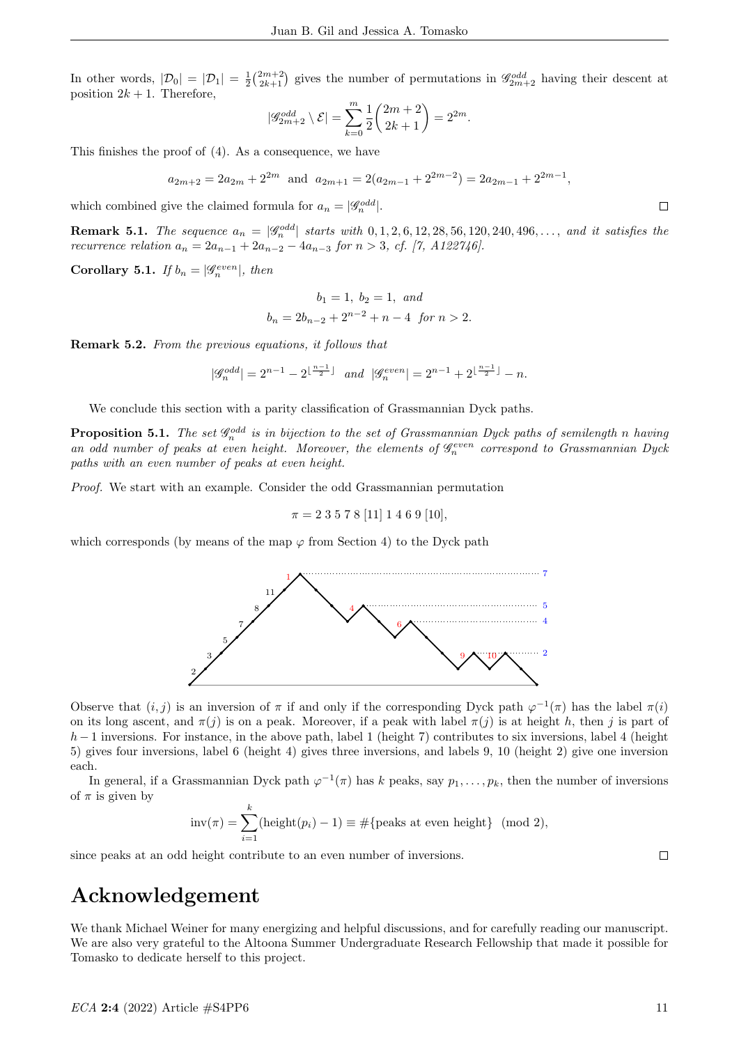In other words, $|\mathcal{D}_0| = |\mathcal{D}_1| = \frac{1}{2}\binom{2m+2}{2k+1}$ gives the number of permutations in $\mathscr{G}^{odd}_{2m+2}$ having their descent at position $2k+1$. Therefore,

$$|\mathscr{G}^{odd}_{2m+2} \setminus \mathcal{E}| = \sum_{k=0}^{m} \frac{1}{2}\binom{2m+2}{2k+1} = 2^{2m}.$$

This finishes the proof of (4). As a consequence, we have

$$a_{2m+2} = 2a_{2m} + 2^{2m} \;\text{ and }\; a_{2m+1} = 2(a_{2m-1} + 2^{2m-2}) = 2a_{2m-1} + 2^{2m-1},$$

which combined give the claimed formula for $a_n = |\mathscr{G}^{odd}_n|$. □

**Remark 5.1.** *The sequence $a_n = |\mathscr{G}^{odd}_n|$ starts with $0, 1, 2, 6, 12, 28, 56, 120, 240, 496, \ldots$, and it satisfies the recurrence relation $a_n = 2a_{n-1} + 2a_{n-2} - 4a_{n-3}$ for $n > 3$, cf. [7, A122746].*

**Corollary 5.1.** *If $b_n = |\mathscr{G}^{even}_n|$, then*

$$b_1 = 1,\; b_2 = 1, \text{ and}$$
$$b_n = 2b_{n-2} + 2^{n-2} + n - 4 \text{ for } n > 2.$$

**Remark 5.2.** *From the previous equations, it follows that*

$$|\mathscr{G}^{odd}_n| = 2^{n-1} - 2^{\lfloor \frac{n-1}{2} \rfloor} \;\text{ and }\; |\mathscr{G}^{even}_n| = 2^{n-1} + 2^{\lfloor \frac{n-1}{2} \rfloor} - n.$$

We conclude this section with a parity classification of Grassmannian Dyck paths.

**Proposition 5.1.** *The set $\mathscr{G}^{odd}_n$ is in bijection to the set of Grassmannian Dyck paths of semilength $n$ having an odd number of peaks at even height. Moreover, the elements of $\mathscr{G}^{even}_n$ correspond to Grassmannian Dyck paths with an even number of peaks at even height.*

*Proof.* We start with an example. Consider the odd Grassmannian permutation

$$\pi = 2\;3\;5\;7\;8\;[11]\;1\;4\;6\;9\;[10],$$

which corresponds (by means of the map $\varphi$ from Section 4) to the Dyck path

Observe that $(i, j)$ is an inversion of $\pi$ if and only if the corresponding Dyck path $\varphi^{-1}(\pi)$ has the label $\pi(i)$ on its long ascent, and $\pi(j)$ is on a peak. Moreover, if a peak with label $\pi(j)$ is at height $h$, then $j$ is part of $h-1$ inversions. For instance, in the above path, label 1 (height 7) contributes to six inversions, label 4 (height 5) gives four inversions, label 6 (height 4) gives three inversions, and labels 9, 10 (height 2) give one inversion each.

In general, if a Grassmannian Dyck path $\varphi^{-1}(\pi)$ has $k$ peaks, say $p_1, \ldots, p_k$, then the number of inversions of $\pi$ is given by

$$\operatorname{inv}(\pi) = \sum_{i=1}^{k} (\operatorname{height}(p_i) - 1) \equiv \#\{\text{peaks at even height}\} \pmod 2,$$

since peaks at an odd height contribute to an even number of inversions. □

# Acknowledgement

We thank Michael Weiner for many energizing and helpful discussions, and for carefully reading our manuscript. We are also very grateful to the Altoona Summer Undergraduate Research Fellowship that made it possible for Tomasko to dedicate herself to this project.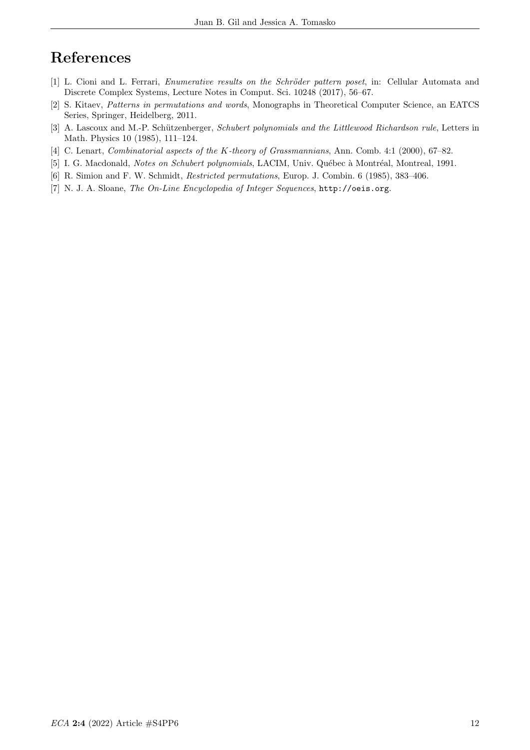# References

[1] L. Cioni and L. Ferrari, *Enumerative results on the Schröder pattern poset*, in: Cellular Automata and Discrete Complex Systems, Lecture Notes in Comput. Sci. 10248 (2017), 56–67.

[2] S. Kitaev, *Patterns in permutations and words*, Monographs in Theoretical Computer Science, an EATCS Series, Springer, Heidelberg, 2011.

[3] A. Lascoux and M.-P. Schützenberger, *Schubert polynomials and the Littlewood Richardson rule*, Letters in Math. Physics 10 (1985), 111–124.

[4] C. Lenart, *Combinatorial aspects of the $K$-theory of Grassmannians*, Ann. Comb. 4:1 (2000), 67–82.

[5] I. G. Macdonald, *Notes on Schubert polynomials*, LACIM, Univ. Québec à Montréal, Montreal, 1991.

[6] R. Simion and F. W. Schmidt, *Restricted permutations*, Europ. J. Combin. 6 (1985), 383–406.

[7] N. J. A. Sloane, *The On-Line Encyclopedia of Integer Sequences*, `http://oeis.org`.